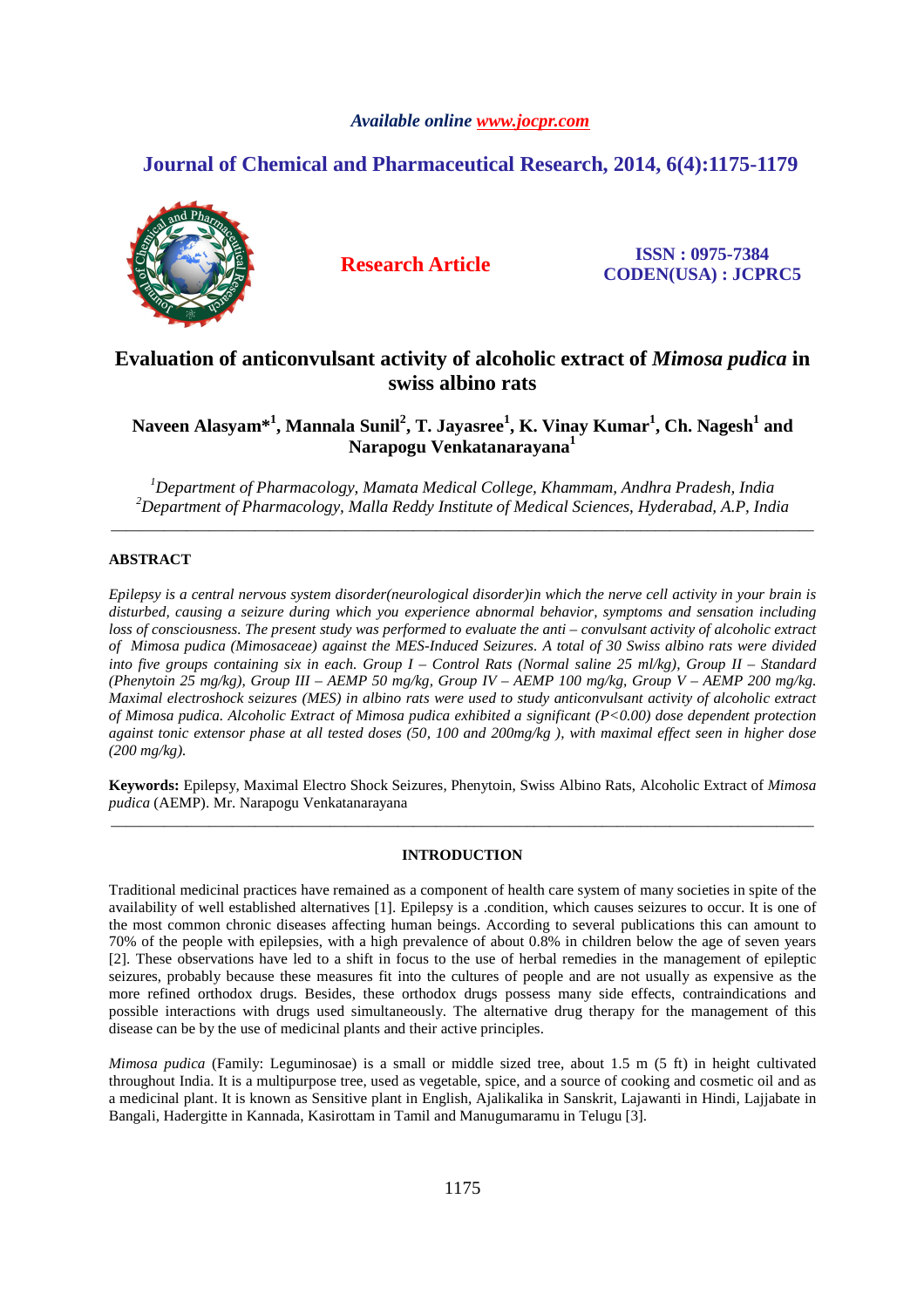*Available online www.jocpr.com*

# Journal of Chemical and Pharmaceutical Research, 2014, 6(4):1175-1179

**Research Article**

**ISSN : 0975-7384**
**CODEN(USA) : JCPRC5**

## Evaluation of anticonvulsant activity of alcoholic extract of *Mimosa pudica* in swiss albino rats

**Naveen Alasyam*[1], Mannala Sunil[2], T. Jayasree[1], K. Vinay Kumar[1], Ch. Nagesh[1] and Narapogu Venkatanarayana[1]**

*[1]Department of Pharmacology, Mamata Medical College, Khammam, Andhra Pradesh, India*
*[2]Department of Pharmacology, Malla Reddy Institute of Medical Sciences, Hyderabad, A.P, India*

---

### ABSTRACT

*Epilepsy is a central nervous system disorder(neurological disorder)in which the nerve cell activity in your brain is disturbed, causing a seizure during which you experience abnormal behavior, symptoms and sensation including loss of consciousness. The present study was performed to evaluate the anti – convulsant activity of alcoholic extract of Mimosa pudica (Mimosaceae) against the MES-Induced Seizures. A total of 30 Swiss albino rats were divided into five groups containing six in each. Group I – Control Rats (Normal saline 25 ml/kg), Group II – Standard (Phenytoin 25 mg/kg), Group III – AEMP 50 mg/kg, Group IV – AEMP 100 mg/kg, Group V – AEMP 200 mg/kg. Maximal electroshock seizures (MES) in albino rats were used to study anticonvulsant activity of alcoholic extract of Mimosa pudica. Alcoholic Extract of Mimosa pudica exhibited a significant ($P<0.00$) dose dependent protection against tonic extensor phase at all tested doses (50, 100 and 200mg/kg ), with maximal effect seen in higher dose (200 mg/kg).*

**Keywords:** Epilepsy, Maximal Electro Shock Seizures, Phenytoin, Swiss Albino Rats, Alcoholic Extract of *Mimosa pudica* (AEMP). Mr. Narapogu Venkatanarayana

---

### INTRODUCTION

Traditional medicinal practices have remained as a component of health care system of many societies in spite of the availability of well established alternatives [1]. Epilepsy is a .condition, which causes seizures to occur. It is one of the most common chronic diseases affecting human beings. According to several publications this can amount to 70% of the people with epilepsies, with a high prevalence of about 0.8% in children below the age of seven years [2]. These observations have led to a shift in focus to the use of herbal remedies in the management of epileptic seizures, probably because these measures fit into the cultures of people and are not usually as expensive as the more refined orthodox drugs. Besides, these orthodox drugs possess many side effects, contraindications and possible interactions with drugs used simultaneously. The alternative drug therapy for the management of this disease can be by the use of medicinal plants and their active principles.

*Mimosa pudica* (Family: Leguminosae) is a small or middle sized tree, about 1.5 m (5 ft) in height cultivated throughout India. It is a multipurpose tree, used as vegetable, spice, and a source of cooking and cosmetic oil and as a medicinal plant. It is known as Sensitive plant in English, Ajalikalika in Sanskrit, Lajawanti in Hindi, Lajjabate in Bangali, Hadergitte in Kannada, Kasirottam in Tamil and Manugumaramu in Telugu [3].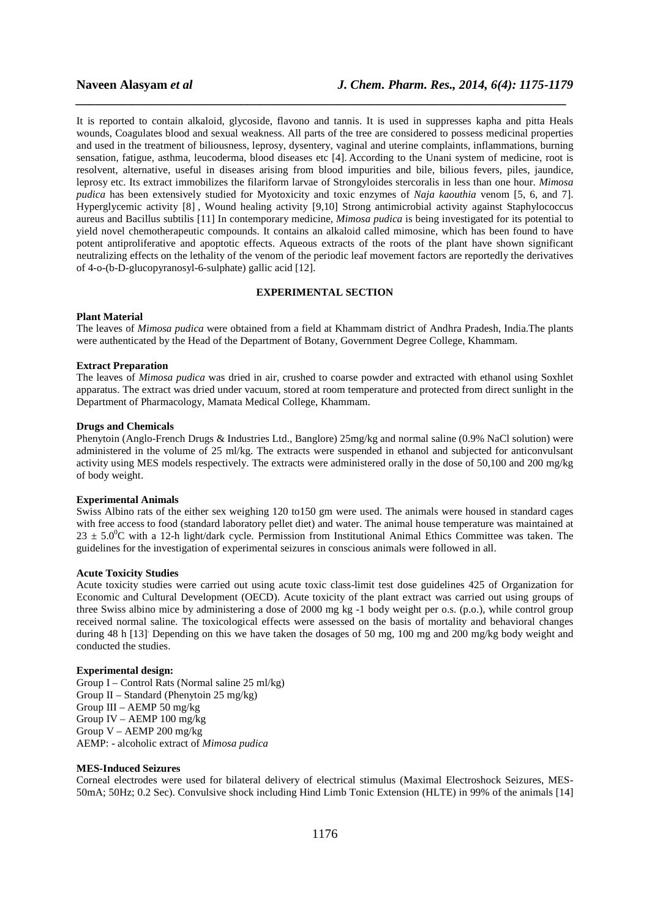It is reported to contain alkaloid, glycoside, flavono and tannis. It is used in suppresses kapha and pitta Heals wounds, Coagulates blood and sexual weakness. All parts of the tree are considered to possess medicinal properties and used in the treatment of biliousness, leprosy, dysentery, vaginal and uterine complaints, inflammations, burning sensation, fatigue, asthma, leucoderma, blood diseases etc [4]. According to the Unani system of medicine, root is resolvent, alternative, useful in diseases arising from blood impurities and bile, bilious fevers, piles, jaundice, leprosy etc. Its extract immobilizes the filariform larvae of Strongyloides stercoralis in less than one hour. *Mimosa pudica* has been extensively studied for Myotoxicity and toxic enzymes of *Naja kaouthia* venom [5, 6, and 7]. Hyperglycemic activity [8] , Wound healing activity [9,10] Strong antimicrobial activity against Staphylococcus aureus and Bacillus subtilis [11] In contemporary medicine, *Mimosa pudica* is being investigated for its potential to yield novel chemotherapeutic compounds. It contains an alkaloid called mimosine, which has been found to have potent antiproliferative and apoptotic effects. Aqueous extracts of the roots of the plant have shown significant neutralizing effects on the lethality of the venom of the periodic leaf movement factors are reportedly the derivatives of 4-o-(b-D-glucopyranosyl-6-sulphate) gallic acid [12].

## EXPERIMENTAL SECTION

**Plant Material**

The leaves of *Mimosa pudica* were obtained from a field at Khammam district of Andhra Pradesh, India.The plants were authenticated by the Head of the Department of Botany, Government Degree College, Khammam.

**Extract Preparation**

The leaves of *Mimosa pudica* was dried in air, crushed to coarse powder and extracted with ethanol using Soxhlet apparatus. The extract was dried under vacuum, stored at room temperature and protected from direct sunlight in the Department of Pharmacology, Mamata Medical College, Khammam.

**Drugs and Chemicals**

Phenytoin (Anglo-French Drugs & Industries Ltd., Banglore) 25mg/kg and normal saline (0.9% NaCl solution) were administered in the volume of 25 ml/kg. The extracts were suspended in ethanol and subjected for anticonvulsant activity using MES models respectively. The extracts were administered orally in the dose of 50,100 and 200 mg/kg of body weight.

**Experimental Animals**

Swiss Albino rats of the either sex weighing 120 to150 gm were used. The animals were housed in standard cages with free access to food (standard laboratory pellet diet) and water. The animal house temperature was maintained at $23 \pm 5.0^0$C with a 12-h light/dark cycle. Permission from Institutional Animal Ethics Committee was taken. The guidelines for the investigation of experimental seizures in conscious animals were followed in all.

**Acute Toxicity Studies**

Acute toxicity studies were carried out using acute toxic class-limit test dose guidelines 425 of Organization for Economic and Cultural Development (OECD). Acute toxicity of the plant extract was carried out using groups of three Swiss albino mice by administering a dose of 2000 mg kg -1 body weight per o.s. (p.o.), while control group received normal saline. The toxicological effects were assessed on the basis of mortality and behavioral changes during 48 h [13]. Depending on this we have taken the dosages of 50 mg, 100 mg and 200 mg/kg body weight and conducted the studies.

**Experimental design:**

Group I – Control Rats (Normal saline 25 ml/kg)
Group II – Standard (Phenytoin 25 mg/kg)
Group III – AEMP 50 mg/kg
Group IV – AEMP 100 mg/kg
Group V – AEMP 200 mg/kg
AEMP: - alcoholic extract of *Mimosa pudica*

**MES-Induced Seizures**

Corneal electrodes were used for bilateral delivery of electrical stimulus (Maximal Electroshock Seizures, MES-50mA; 50Hz; 0.2 Sec). Convulsive shock including Hind Limb Tonic Extension (HLTE) in 99% of the animals [14]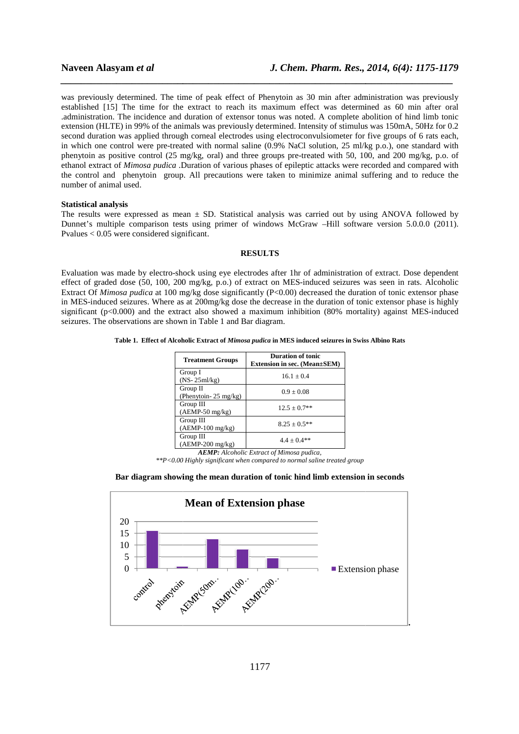was previously determined. The time of peak effect of Phenytoin as 30 min after administration was previously established [15] The time for the extract to reach its maximum effect was determined as 60 min after oral .administration. The incidence and duration of extensor tonus was noted. A complete abolition of hind limb tonic extension (HLTE) in 99% of the animals was previously determined. Intensity of stimulus was 150mA, 50Hz for 0.2 second duration was applied through corneal electrodes using electroconvulsiometer for five groups of 6 rats each, in which one control were pre-treated with normal saline (0.9% NaCl solution, 25 ml/kg p.o.), one standard with phenytoin as positive control (25 mg/kg, oral) and three groups pre-treated with 50, 100, and 200 mg/kg, p.o. of ethanol extract of *Mimosa pudica* .Duration of various phases of epileptic attacks were recorded and compared with the control and phenytoin group. All precautions were taken to minimize animal suffering and to reduce the number of animal used.

**Statistical analysis**

The results were expressed as mean ± SD. Statistical analysis was carried out by using ANOVA followed by Dunnet's multiple comparison tests using primer of windows McGraw –Hill software version 5.0.0.0 (2011). Pvalues < 0.05 were considered significant.

## RESULTS

Evaluation was made by electro-shock using eye electrodes after 1hr of administration of extract. Dose dependent effect of graded dose (50, 100, 200 mg/kg, p.o.) of extract on MES-induced seizures was seen in rats. Alcoholic Extract Of *Mimosa pudica* at 100 mg/kg dose significantly (P<0.00) decreased the duration of tonic extensor phase in MES-induced seizures. Where as at 200mg/kg dose the decrease in the duration of tonic extensor phase is highly significant (p<0.000) and the extract also showed a maximum inhibition (80% mortality) against MES-induced seizures. The observations are shown in Table 1 and Bar diagram.

**Table 1. Effect of Alcoholic Extract of *Mimosa pudica* in MES induced seizures in Swiss Albino Rats**

| Treatment Groups | Duration of tonic Extension in sec. (Mean±SEM) |
|---|---|
| Group I (NS- 25ml/kg) | 16.1 ± 0.4 |
| Group II (Phenytoin- 25 mg/kg) | 0.9 ± 0.08 |
| Group III (AEMP-50 mg/kg) | 12.5 ± 0.7** |
| Group III (AEMP-100 mg/kg) | 8.25 ± 0.5** |
| Group III (AEMP-200 mg/kg) | 4.4 ± 0.4** |

***AEMP:*** *Alcoholic Extract of Mimosa pudica,*
*\*\*P<0.00 Highly significant when compared to normal saline treated group*

**Bar diagram showing the mean duration of tonic hind limb extension in seconds**

Mean of Extension phase

| | Extension phase |
|---|---|
| control | 16.1 |
| phenytoin | 0.9 |
| AEMP(50m.. | 12.5 |
| AEMP(100.. | 8.25 |
| AEMP(200.. | 4.4 |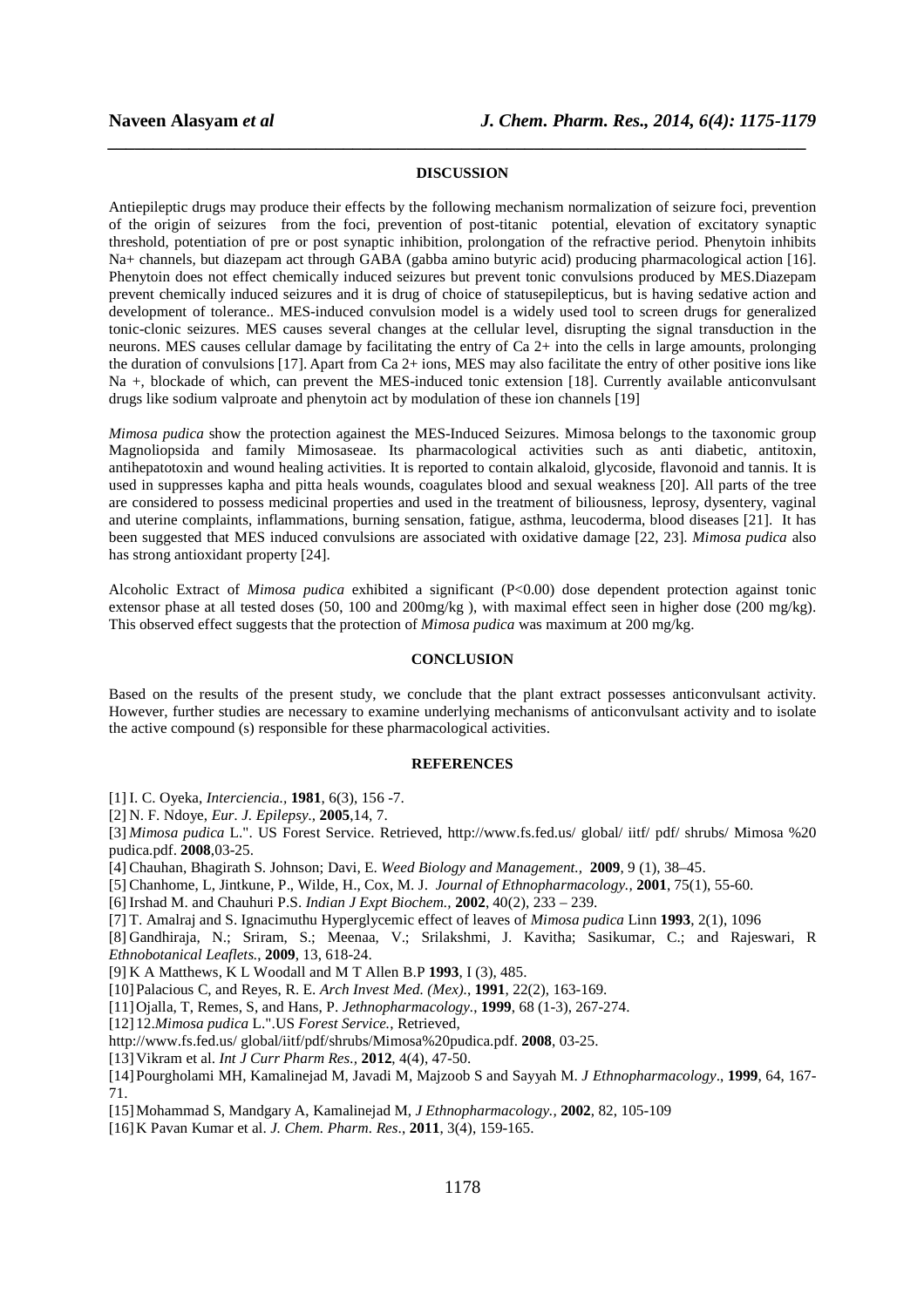## DISCUSSION

Antiepileptic drugs may produce their effects by the following mechanism normalization of seizure foci, prevention of the origin of seizures from the foci, prevention of post-titanic potential, elevation of excitatory synaptic threshold, potentiation of pre or post synaptic inhibition, prolongation of the refractive period. Phenytoin inhibits Na+ channels, but diazepam act through GABA (gabba amino butyric acid) producing pharmacological action [16]. Phenytoin does not effect chemically induced seizures but prevent tonic convulsions produced by MES.Diazepam prevent chemically induced seizures and it is drug of choice of statusepilepticus, but is having sedative action and development of tolerance.. MES-induced convulsion model is a widely used tool to screen drugs for generalized tonic-clonic seizures. MES causes several changes at the cellular level, disrupting the signal transduction in the neurons. MES causes cellular damage by facilitating the entry of Ca 2+ into the cells in large amounts, prolonging the duration of convulsions [17]. Apart from Ca 2+ ions, MES may also facilitate the entry of other positive ions like Na +, blockade of which, can prevent the MES-induced tonic extension [18]. Currently available anticonvulsant drugs like sodium valproate and phenytoin act by modulation of these ion channels [19]

*Mimosa pudica* show the protection againest the MES-Induced Seizures. Mimosa belongs to the taxonomic group Magnoliopsida and family Mimosaseae. Its pharmacological activities such as anti diabetic, antitoxin, antihepatotoxin and wound healing activities. It is reported to contain alkaloid, glycoside, flavonoid and tannis. It is used in suppresses kapha and pitta heals wounds, coagulates blood and sexual weakness [20]. All parts of the tree are considered to possess medicinal properties and used in the treatment of biliousness, leprosy, dysentery, vaginal and uterine complaints, inflammations, burning sensation, fatigue, asthma, leucoderma, blood diseases [21]. It has been suggested that MES induced convulsions are associated with oxidative damage [22, 23]. *Mimosa pudica* also has strong antioxidant property [24].

Alcoholic Extract of *Mimosa pudica* exhibited a significant ($P<0.00$) dose dependent protection against tonic extensor phase at all tested doses (50, 100 and 200mg/kg ), with maximal effect seen in higher dose (200 mg/kg). This observed effect suggests that the protection of *Mimosa pudica* was maximum at 200 mg/kg.

## CONCLUSION

Based on the results of the present study, we conclude that the plant extract possesses anticonvulsant activity. However, further studies are necessary to examine underlying mechanisms of anticonvulsant activity and to isolate the active compound (s) responsible for these pharmacological activities.

## REFERENCES

[1] I. C. Oyeka, *Interciencia.*, **1981**, 6(3), 156 -7.

[2] N. F. Ndoye, *Eur. J. Epilepsy.*, **2005**,14, 7.

[3] *Mimosa pudica* L.". US Forest Service. Retrieved, http://www.fs.fed.us/ global/ iitf/ pdf/ shrubs/ Mimosa %20 pudica.pdf. **2008**,03-25.

[4] Chauhan, Bhagirath S. Johnson; Davi, E. *Weed Biology and Management.,* **2009**, 9 (1), 38–45.

[5] Chanhome, L, Jintkune, P., Wilde, H., Cox, M. J. *Journal of Ethnopharmacology.*, **2001**, 75(1), 55-60.

[6] Irshad M. and Chauhuri P.S. *Indian J Expt Biochem.*, **2002**, 40(2), 233 – 239.

[7] T. Amalraj and S. Ignacimuthu Hyperglycemic effect of leaves of *Mimosa pudica* Linn **1993**, 2(1), 1096

[8] Gandhiraja, N.; Sriram, S.; Meenaa, V.; Srilakshmi, J. Kavitha; Sasikumar, C.; and Rajeswari, R *Ethnobotanical Leaflets.*, **2009**, 13, 618-24.

[9] K A Matthews, K L Woodall and M T Allen B.P **1993**, I (3), 485.

[10] Palacious C, and Reyes, R. E. *Arch Invest Med. (Mex).*, **1991**, 22(2), 163-169.

[11] Ojalla, T, Remes, S, and Hans, P. *Jethnopharmacology.*, **1999**, 68 (1-3), 267-274.

[12] 12.*Mimosa pudica* L.".US *Forest Service.*, Retrieved, http://www.fs.fed.us/ global/iitf/pdf/shrubs/Mimosa%20pudica.pdf. **2008**, 03-25.

[13] Vikram et al. *Int J Curr Pharm Res.*, **2012**, 4(4), 47-50.

[14] Pourgholami MH, Kamalinejad M, Javadi M, Majzoob S and Sayyah M. *J Ethnopharmacology*., **1999**, 64, 167-71.

[15] Mohammad S, Mandgary A, Kamalinejad M, *J Ethnopharmacology.*, **2002**, 82, 105-109

[16] K Pavan Kumar et al. *J. Chem. Pharm. Res*., **2011**, 3(4), 159-165.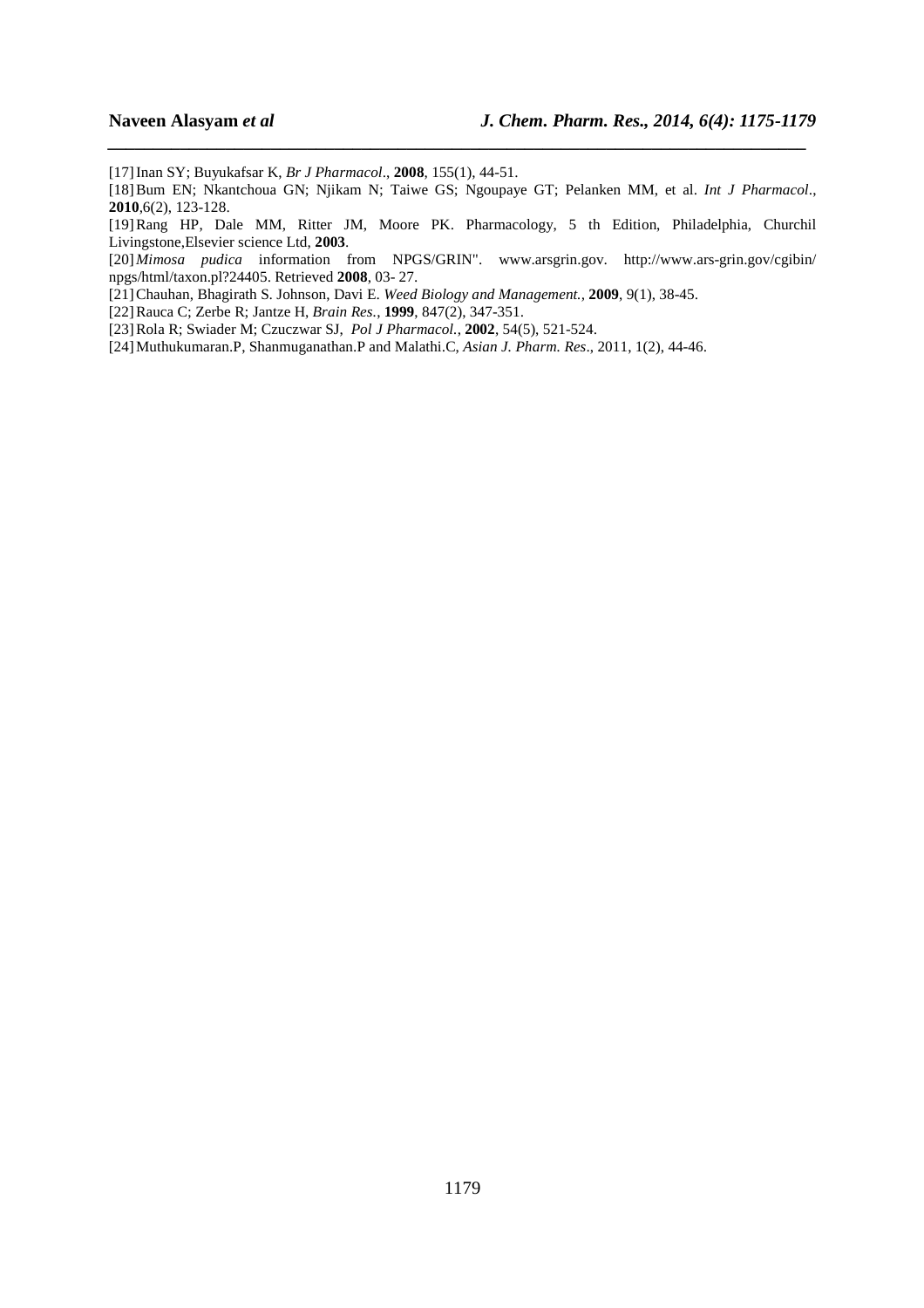[17] Inan SY; Buyukafsar K, *Br J Pharmacol*., **2008**, 155(1), 44-51.

[18] Bum EN; Nkantchoua GN; Njikam N; Taiwe GS; Ngoupaye GT; Pelanken MM, et al. *Int J Pharmacol*., **2010**,6(2), 123-128.

[19] Rang HP, Dale MM, Ritter JM, Moore PK. Pharmacology, 5 th Edition, Philadelphia, Churchil Livingstone,Elsevier science Ltd, **2003**.

[20] *Mimosa pudica* information from NPGS/GRIN". www.arsgrin.gov. http://www.ars-grin.gov/cgibin/npgs/html/taxon.pl?24405. Retrieved **2008**, 03- 27.

[21] Chauhan, Bhagirath S. Johnson, Davi E. *Weed Biology and Management.*, **2009**, 9(1), 38-45.

[22] Rauca C; Zerbe R; Jantze H, *Brain Res.*, **1999**, 847(2), 347-351.

[23] Rola R; Swiader M; Czuczwar SJ, *Pol J Pharmacol.*, **2002**, 54(5), 521-524.

[24] Muthukumaran.P, Shanmuganathan.P and Malathi.C, *Asian J. Pharm. Res*., 2011, 1(2), 44-46.